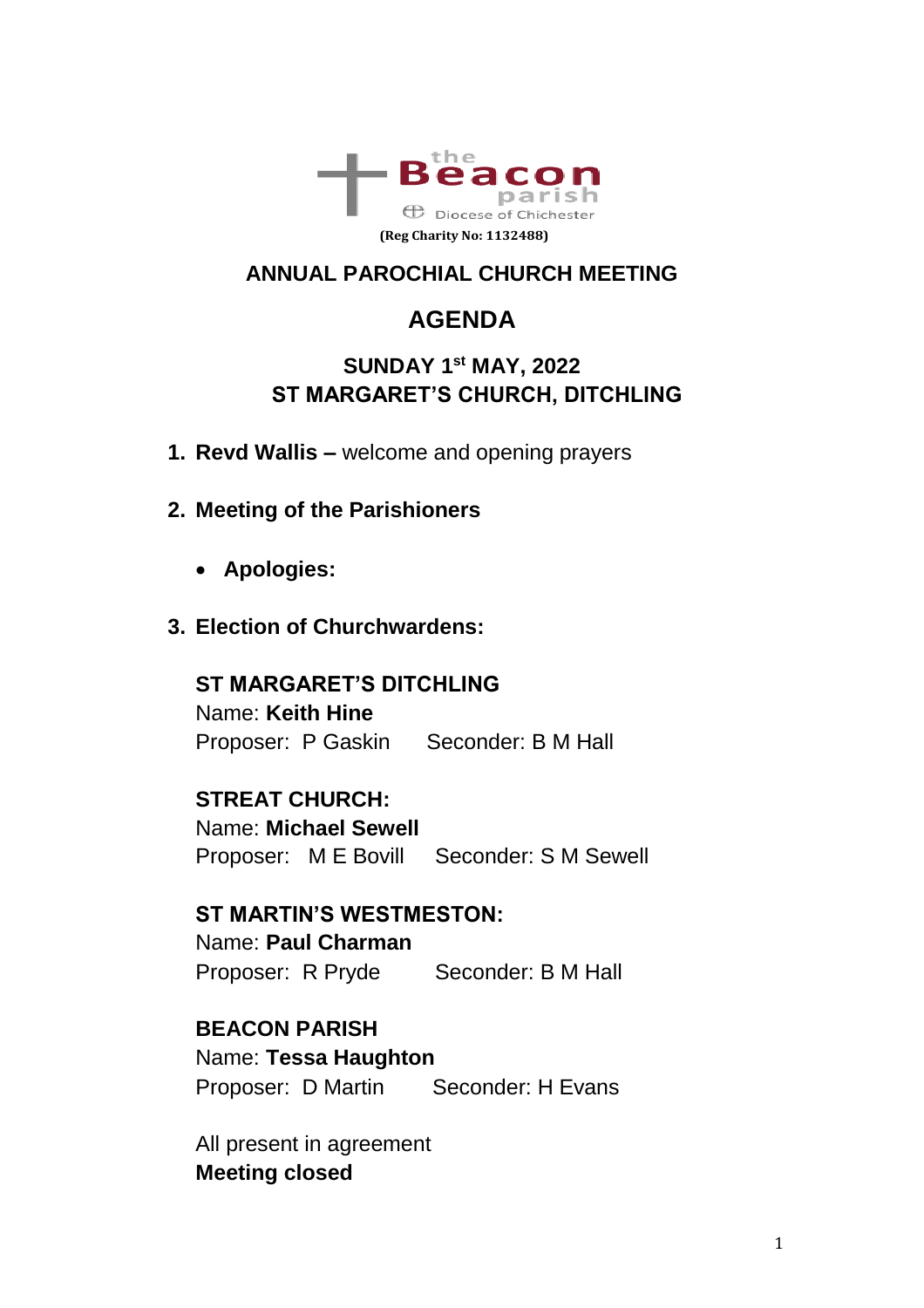the Beacon parish
Diocese of Chichester

(Reg Charity No: 1132488)

# ANNUAL PAROCHIAL CHURCH MEETING

## AGENDA

### SUNDAY 1st MAY, 2022
### ST MARGARET'S CHURCH, DITCHLING

1. **Revd Wallis –** welcome and opening prayers

2. **Meeting of the Parishioners**

   - **Apologies:**

3. **Election of Churchwardens:**

   **ST MARGARET'S DITCHLING**
   Name: **Keith Hine**
   Proposer: P Gaskin Seconder: B M Hall

   **STREAT CHURCH:**
   Name: **Michael Sewell**
   Proposer: M E Bovill Seconder: S M Sewell

   **ST MARTIN'S WESTMESTON:**
   Name: **Paul Charman**
   Proposer: R Pryde Seconder: B M Hall

   **BEACON PARISH**
   Name: **Tessa Haughton**
   Proposer: D Martin Seconder: H Evans

   All present in agreement
   **Meeting closed**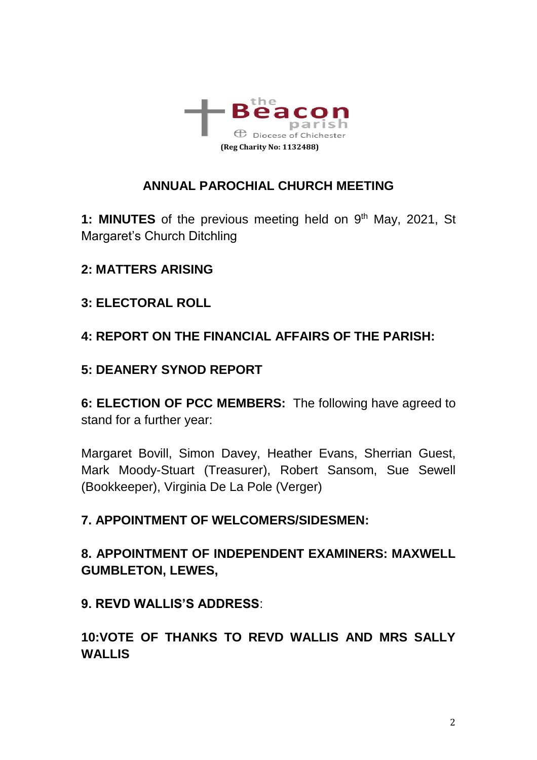the Beacon parish
Diocese of Chichester

**(Reg Charity No: 1132488)**

## ANNUAL PAROCHIAL CHURCH MEETING

**1: MINUTES** of the previous meeting held on 9th May, 2021, St Margaret's Church Ditchling

**2: MATTERS ARISING**

**3: ELECTORAL ROLL**

**4: REPORT ON THE FINANCIAL AFFAIRS OF THE PARISH:**

**5: DEANERY SYNOD REPORT**

**6: ELECTION OF PCC MEMBERS:** The following have agreed to stand for a further year:

Margaret Bovill, Simon Davey, Heather Evans, Sherrian Guest, Mark Moody-Stuart (Treasurer), Robert Sansom, Sue Sewell (Bookkeeper), Virginia De La Pole (Verger)

**7. APPOINTMENT OF WELCOMERS/SIDESMEN:**

**8. APPOINTMENT OF INDEPENDENT EXAMINERS: MAXWELL GUMBLETON, LEWES,**

**9. REVD WALLIS'S ADDRESS**:

**10:VOTE OF THANKS TO REVD WALLIS AND MRS SALLY WALLIS**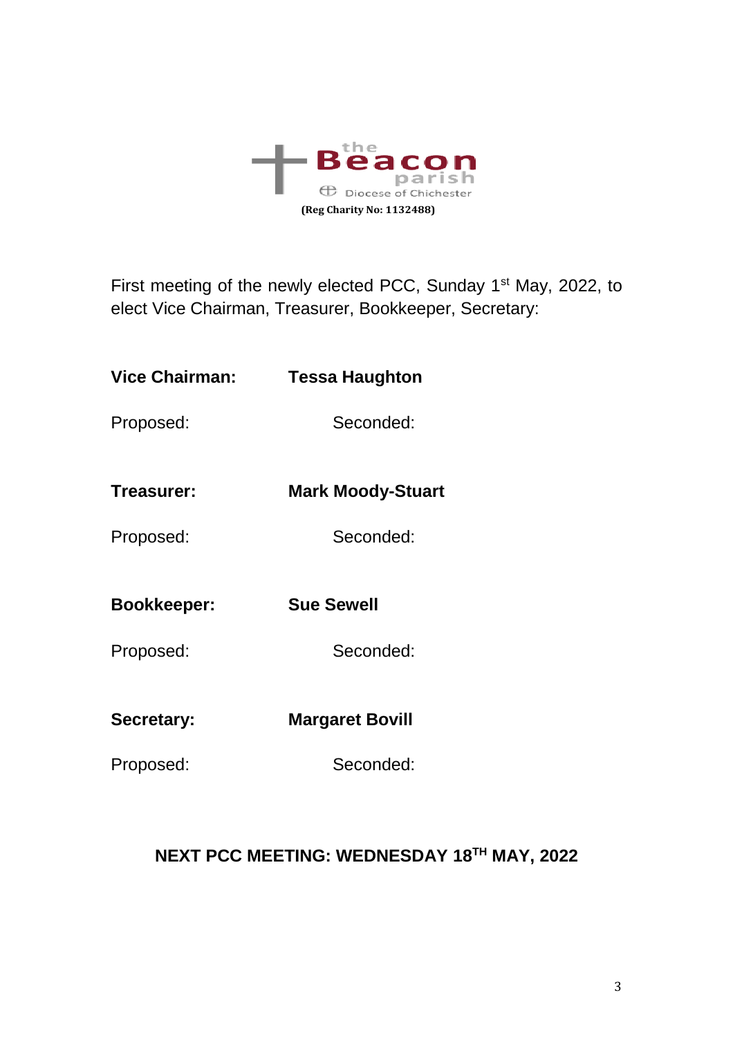the Beacon parish
Diocese of Chichester

**(Reg Charity No: 1132488)**

First meeting of the newly elected PCC, Sunday 1st May, 2022, to elect Vice Chairman, Treasurer, Bookkeeper, Secretary:

**Vice Chairman:** **Tessa Haughton**

Proposed: Seconded:

**Treasurer:** **Mark Moody-Stuart**

Proposed: Seconded:

**Bookkeeper:** **Sue Sewell**

Proposed: Seconded:

**Secretary:** **Margaret Bovill**

Proposed: Seconded:

**NEXT PCC MEETING: WEDNESDAY 18TH MAY, 2022**